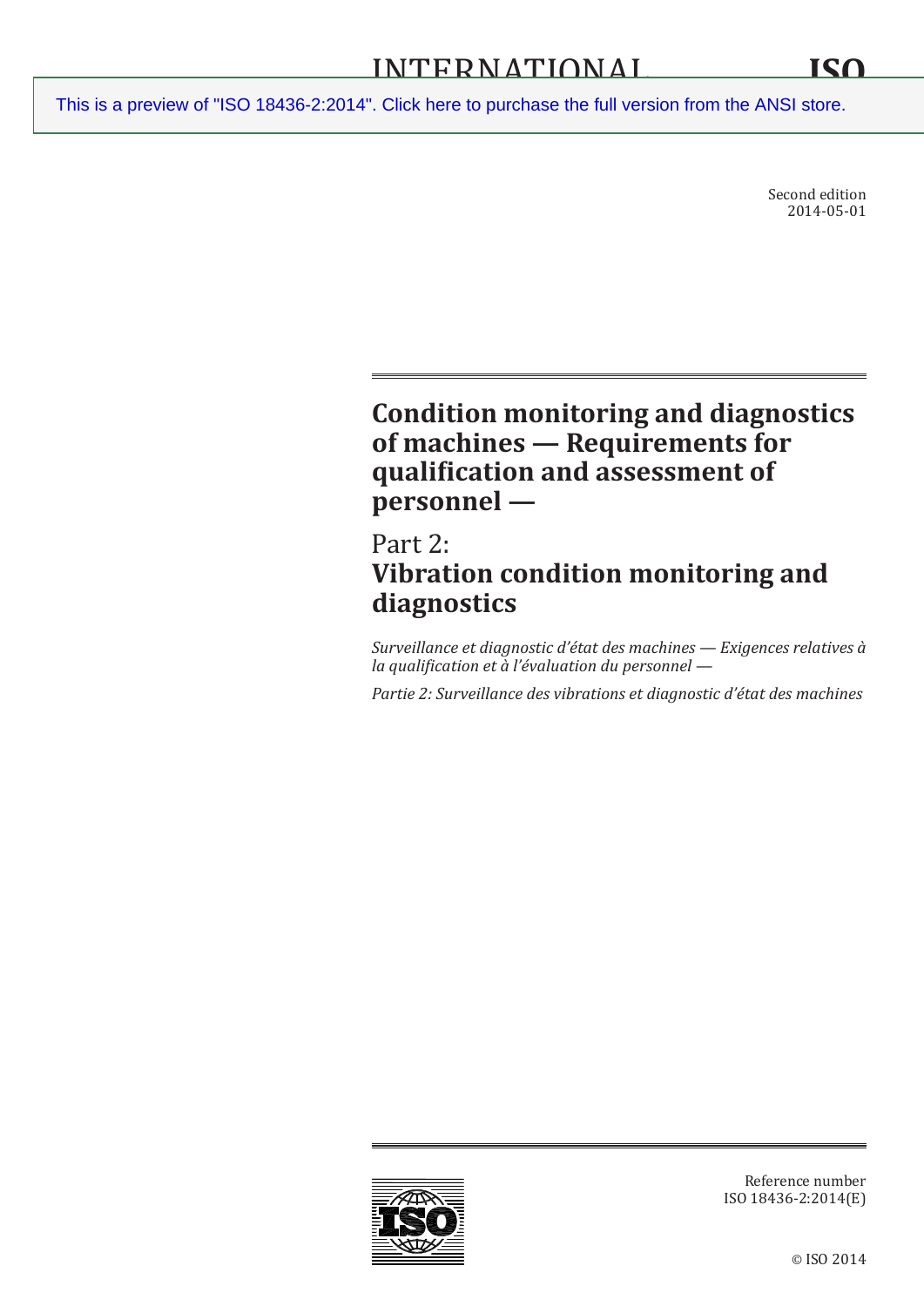INTERNATIONAL STANDARD

ISO 18436-2

This is a preview of "ISO 18436-2:2014". Click here to purchase the full version from the ANSI store.

Second edition
2014-05-01

# Condition monitoring and diagnostics of machines — Requirements for qualification and assessment of personnel —

## Part 2: Vibration condition monitoring and diagnostics

*Surveillance et diagnostic d'état des machines — Exigences relatives à la qualification et à l'évaluation du personnel —*

*Partie 2: Surveillance des vibrations et diagnostic d'état des machines*

Reference number
ISO 18436-2:2014(E)

© ISO 2014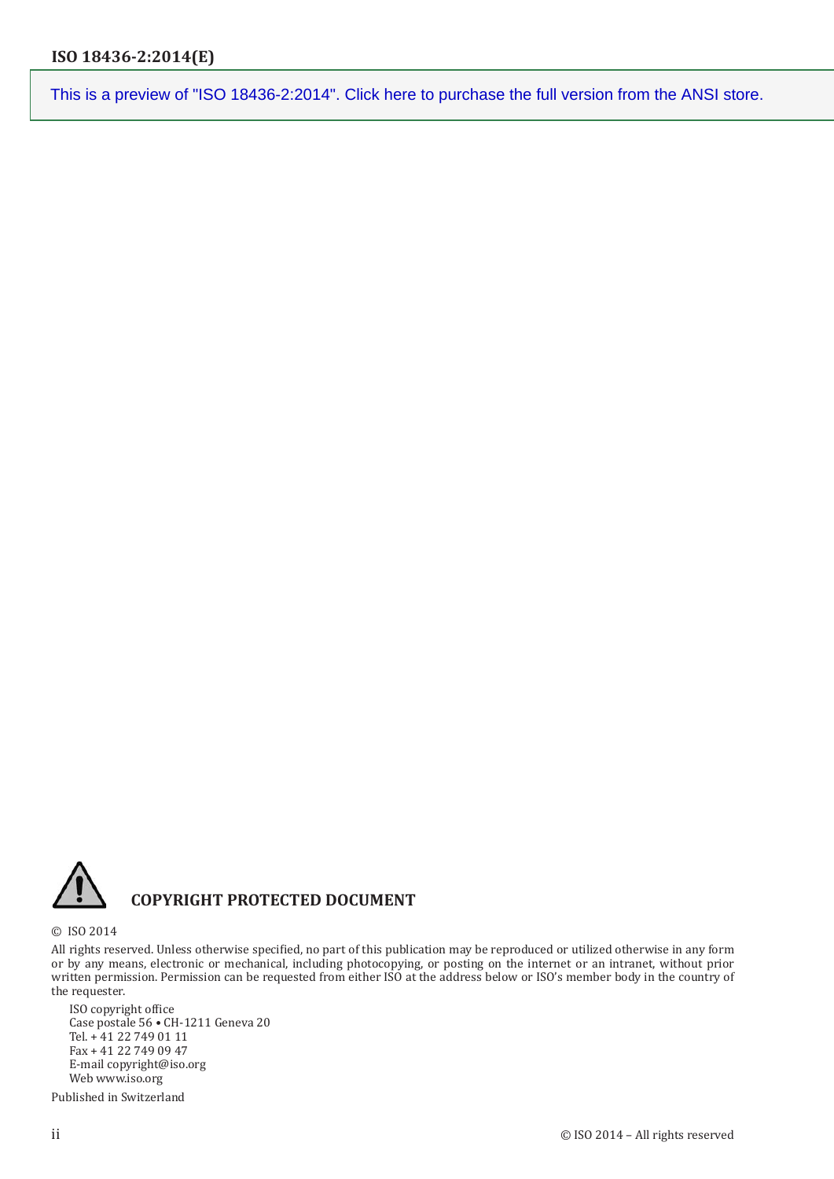This is a preview of "ISO 18436-2:2014". Click here to purchase the full version from the ANSI store.

**COPYRIGHT PROTECTED DOCUMENT**

© ISO 2014

All rights reserved. Unless otherwise specified, no part of this publication may be reproduced or utilized otherwise in any form or by any means, electronic or mechanical, including photocopying, or posting on the internet or an intranet, without prior written permission. Permission can be requested from either ISO at the address below or ISO's member body in the country of the requester.

ISO copyright office
Case postale 56 • CH-1211 Geneva 20
Tel. + 41 22 749 01 11
Fax + 41 22 749 09 47
E-mail copyright@iso.org
Web www.iso.org

Published in Switzerland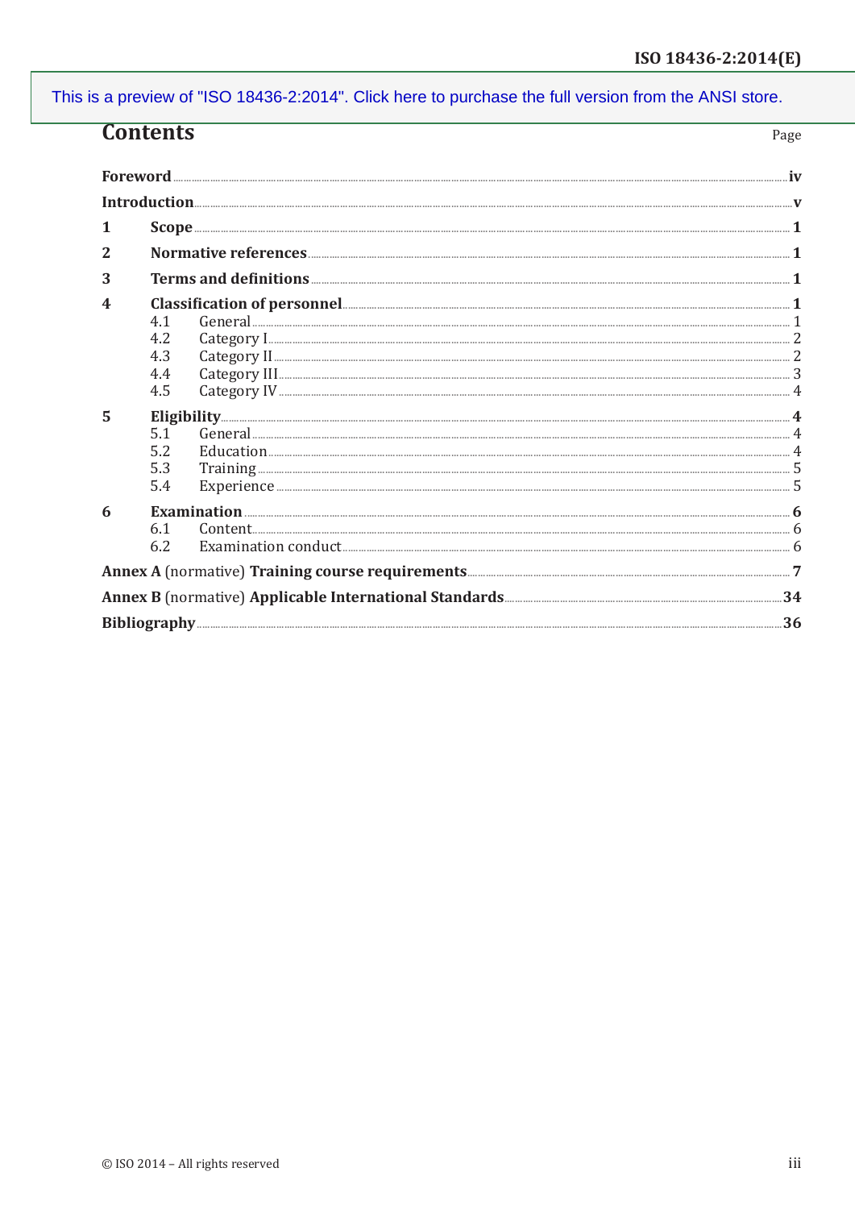This is a preview of "ISO 18436-2:2014". Click here to purchase the full version from the ANSI store.

# Contents

| | Page |
|---|---|
| **Foreword** | **iv** |
| **Introduction** | **v** |
| **1 Scope** | **1** |
| **2 Normative references** | **1** |
| **3 Terms and definitions** | **1** |
| **4 Classification of personnel** | **1** |
| 4.1 General | 1 |
| 4.2 Category I | 2 |
| 4.3 Category II | 2 |
| 4.4 Category III | 3 |
| 4.5 Category IV | 4 |
| **5 Eligibility** | **4** |
| 5.1 General | 4 |
| 5.2 Education | 4 |
| 5.3 Training | 5 |
| 5.4 Experience | 5 |
| **6 Examination** | **6** |
| 6.1 Content | 6 |
| 6.2 Examination conduct | 6 |
| **Annex A** (normative) **Training course requirements** | **7** |
| **Annex B** (normative) **Applicable International Standards** | **34** |
| **Bibliography** | **36** |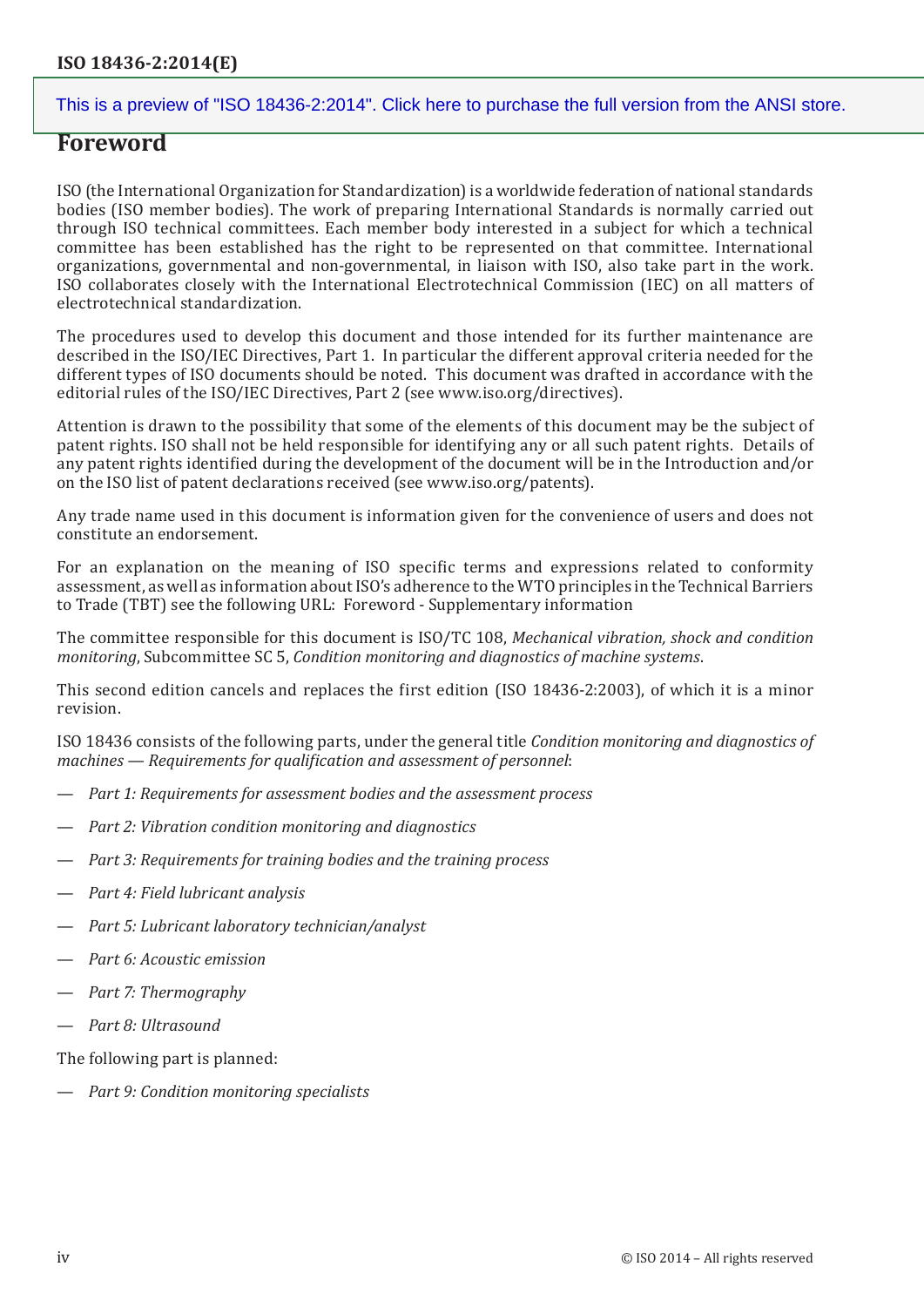# Foreword

ISO (the International Organization for Standardization) is a worldwide federation of national standards bodies (ISO member bodies). The work of preparing International Standards is normally carried out through ISO technical committees. Each member body interested in a subject for which a technical committee has been established has the right to be represented on that committee. International organizations, governmental and non-governmental, in liaison with ISO, also take part in the work. ISO collaborates closely with the International Electrotechnical Commission (IEC) on all matters of electrotechnical standardization.

The procedures used to develop this document and those intended for its further maintenance are described in the ISO/IEC Directives, Part 1. In particular the different approval criteria needed for the different types of ISO documents should be noted. This document was drafted in accordance with the editorial rules of the ISO/IEC Directives, Part 2 (see www.iso.org/directives).

Attention is drawn to the possibility that some of the elements of this document may be the subject of patent rights. ISO shall not be held responsible for identifying any or all such patent rights. Details of any patent rights identified during the development of the document will be in the Introduction and/or on the ISO list of patent declarations received (see www.iso.org/patents).

Any trade name used in this document is information given for the convenience of users and does not constitute an endorsement.

For an explanation on the meaning of ISO specific terms and expressions related to conformity assessment, as well as information about ISO's adherence to the WTO principles in the Technical Barriers to Trade (TBT) see the following URL: Foreword - Supplementary information

The committee responsible for this document is ISO/TC 108, *Mechanical vibration, shock and condition monitoring*, Subcommittee SC 5, *Condition monitoring and diagnostics of machine systems*.

This second edition cancels and replaces the first edition (ISO 18436-2:2003), of which it is a minor revision.

ISO 18436 consists of the following parts, under the general title *Condition monitoring and diagnostics of machines — Requirements for qualification and assessment of personnel*:

— *Part 1: Requirements for assessment bodies and the assessment process*

— *Part 2: Vibration condition monitoring and diagnostics*

— *Part 3: Requirements for training bodies and the training process*

— *Part 4: Field lubricant analysis*

— *Part 5: Lubricant laboratory technician/analyst*

— *Part 6: Acoustic emission*

— *Part 7: Thermography*

— *Part 8: Ultrasound*

The following part is planned:

— *Part 9: Condition monitoring specialists*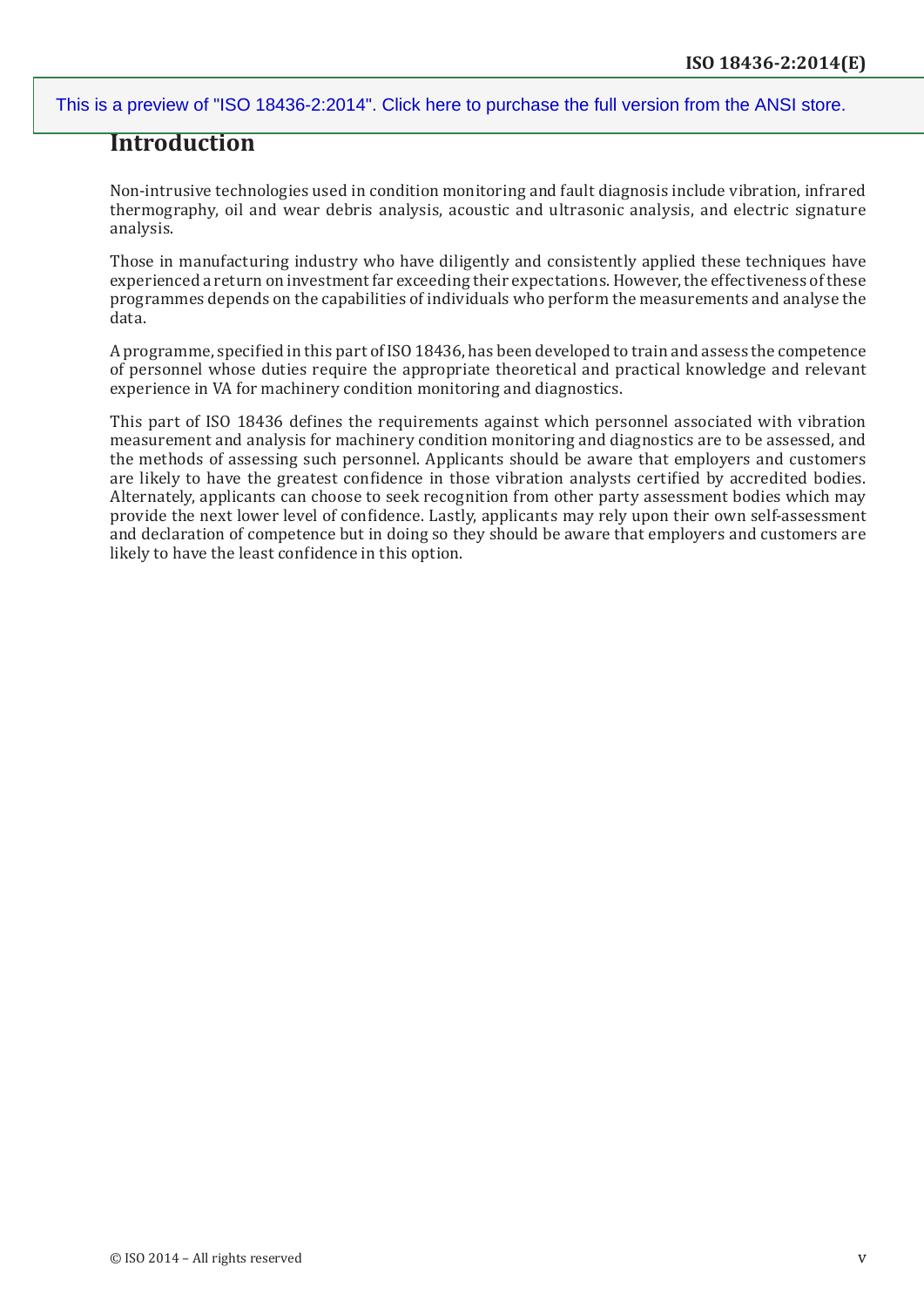## Introduction

Non-intrusive technologies used in condition monitoring and fault diagnosis include vibration, infrared thermography, oil and wear debris analysis, acoustic and ultrasonic analysis, and electric signature analysis.

Those in manufacturing industry who have diligently and consistently applied these techniques have experienced a return on investment far exceeding their expectations. However, the effectiveness of these programmes depends on the capabilities of individuals who perform the measurements and analyse the data.

A programme, specified in this part of ISO 18436, has been developed to train and assess the competence of personnel whose duties require the appropriate theoretical and practical knowledge and relevant experience in VA for machinery condition monitoring and diagnostics.

This part of ISO 18436 defines the requirements against which personnel associated with vibration measurement and analysis for machinery condition monitoring and diagnostics are to be assessed, and the methods of assessing such personnel. Applicants should be aware that employers and customers are likely to have the greatest confidence in those vibration analysts certified by accredited bodies. Alternately, applicants can choose to seek recognition from other party assessment bodies which may provide the next lower level of confidence. Lastly, applicants may rely upon their own self-assessment and declaration of competence but in doing so they should be aware that employers and customers are likely to have the least confidence in this option.